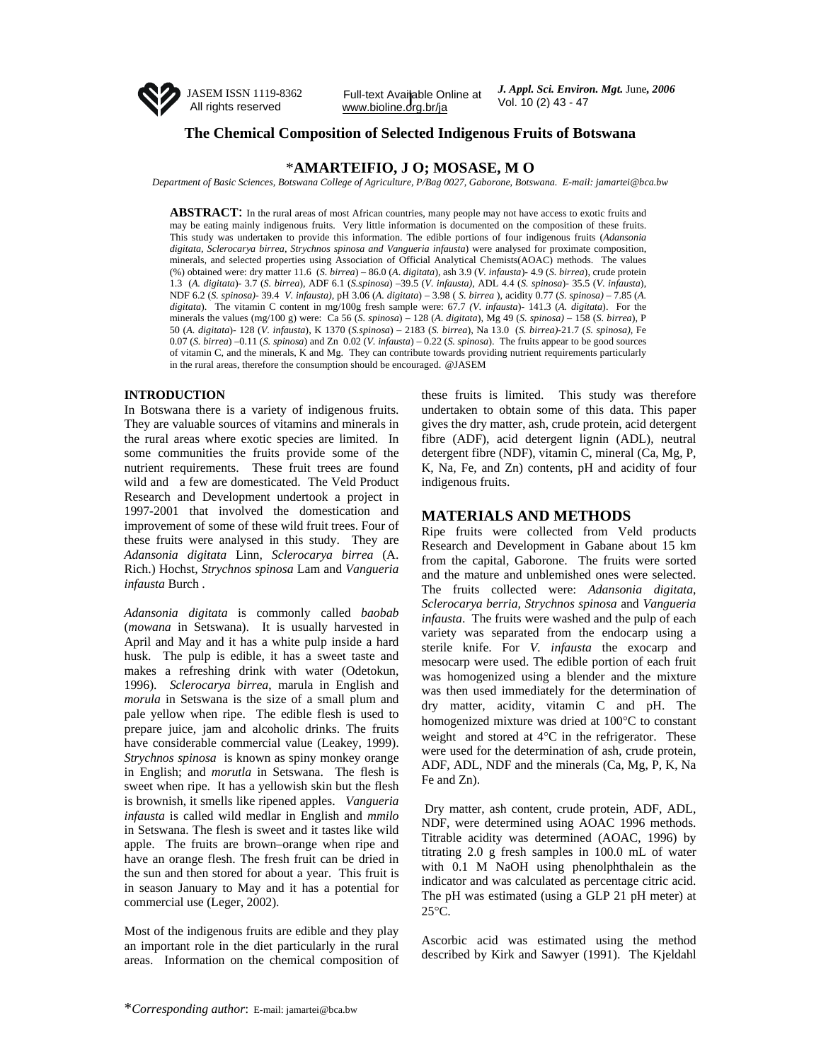# The Chemical Composition of Selected Indigenous Fruits of Botswana

## *AMARTEIFIO, J O; MOSASE, M O

*Department of Basic Sciences, Botswana College of Agriculture, P/Bag 0027, Gaborone, Botswana. E-mail: jamartei@bca.bw*

**ABSTRACT**: In the rural areas of most African countries, many people may not have access to exotic fruits and may be eating mainly indigenous fruits. Very little information is documented on the composition of these fruits. This study was undertaken to provide this information. The edible portions of four indigenous fruits (*Adansonia digitata, Sclerocarya birrea, Strychnos spinosa and Vangueria infausta*) were analysed for proximate composition, minerals, and selected properties using Association of Official Analytical Chemists(AOAC) methods. The values (%) obtained were: dry matter 11.6 (*S. birrea*) – 86.0 (*A. digitata*), ash 3.9 (*V. infausta*)- 4.9 (*S. birrea*), crude protein 1.3 (*A. digitata*)- 3.7 (*S. birrea*), ADF 6.1 (*S.spinosa*) –39.5 (*V. infausta*), ADL 4.4 (*S. spinosa*)- 35.5 (*V. infausta*), NDF 6.2 (*S. spinosa)*- 39.4 *V. infausta),* pH 3.06 (*A. digitata*) – 3.98 ( *S. birrea* ), acidity 0.77 (*S. spinosa)* – 7.85 (*A. digitata*). The vitamin C content in mg/100g fresh sample were: 67.7 *(V. infausta*)- 141.3 (*A. digitata*). For the minerals the values (mg/100 g) were: Ca 56 (*S. spinosa*) – 128 (*A. digitata*), Mg 49 (*S. spinosa)* – 158 (*S. birrea*), P 50 (*A. digitata*)- 128 (*V. infausta*), K 1370 (*S.spinosa*) – 2183 (*S. birrea*), Na 13.0 (*S. birrea)*-21.7 (*S. spinosa),* Fe 0.07 (*S. birrea*) –0.11 (*S. spinosa*) and Zn 0.02 (*V. infausta*) – 0.22 (*S. spinosa*). The fruits appear to be good sources of vitamin C, and the minerals, K and Mg. They can contribute towards providing nutrient requirements particularly in the rural areas, therefore the consumption should be encouraged. @JASEM

## INTRODUCTION

In Botswana there is a variety of indigenous fruits. They are valuable sources of vitamins and minerals in the rural areas where exotic species are limited. In some communities the fruits provide some of the nutrient requirements. These fruit trees are found wild and a few are domesticated. The Veld Product Research and Development undertook a project in 1997-2001 that involved the domestication and improvement of some of these wild fruit trees. Four of these fruits were analysed in this study. They are *Adansonia digitata* Linn, *Sclerocarya birrea* (A. Rich.) Hochst, *Strychnos spinosa* Lam and *Vangueria infausta* Burch .

*Adansonia digitata* is commonly called *baobab* (*mowana* in Setswana). It is usually harvested in April and May and it has a white pulp inside a hard husk. The pulp is edible, it has a sweet taste and makes a refreshing drink with water (Odetokun, 1996). *Sclerocarya birrea*, marula in English and *morula* in Setswana is the size of a small plum and pale yellow when ripe. The edible flesh is used to prepare juice, jam and alcoholic drinks. The fruits have considerable commercial value (Leakey, 1999). *Strychnos spinosa* is known as spiny monkey orange in English; and *morutla* in Setswana. The flesh is sweet when ripe. It has a yellowish skin but the flesh is brownish, it smells like ripened apples. *Vangueria infausta* is called wild medlar in English and *mmilo* in Setswana. The flesh is sweet and it tastes like wild apple. The fruits are brown–orange when ripe and have an orange flesh. The fresh fruit can be dried in the sun and then stored for about a year. This fruit is in season January to May and it has a potential for commercial use (Leger, 2002).

Most of the indigenous fruits are edible and they play an important role in the diet particularly in the rural areas. Information on the chemical composition of these fruits is limited. This study was therefore undertaken to obtain some of this data. This paper gives the dry matter, ash, crude protein, acid detergent fibre (ADF), acid detergent lignin (ADL), neutral detergent fibre (NDF), vitamin C, mineral (Ca, Mg, P, K, Na, Fe, and Zn) contents, pH and acidity of four indigenous fruits.

## MATERIALS AND METHODS

Ripe fruits were collected from Veld products Research and Development in Gabane about 15 km from the capital, Gaborone. The fruits were sorted and the mature and unblemished ones were selected. The fruits collected were: *Adansonia digitata*, *Sclerocarya berria, Strychnos spinosa* and *Vangueria infausta*. The fruits were washed and the pulp of each variety was separated from the endocarp using a sterile knife. For *V. infausta* the exocarp and mesocarp were used. The edible portion of each fruit was homogenized using a blender and the mixture was then used immediately for the determination of dry matter, acidity, vitamin C and pH. The homogenized mixture was dried at 100°C to constant weight and stored at 4°C in the refrigerator. These were used for the determination of ash, crude protein, ADF, ADL, NDF and the minerals (Ca, Mg, P, K, Na Fe and Zn).

Dry matter, ash content, crude protein, ADF, ADL, NDF, were determined using AOAC 1996 methods. Titrable acidity was determined (AOAC, 1996) by titrating 2.0 g fresh samples in 100.0 mL of water with 0.1 M NaOH using phenolphthalein as the indicator and was calculated as percentage citric acid. The pH was estimated (using a GLP 21 pH meter) at 25°C.

Ascorbic acid was estimated using the method described by Kirk and Sawyer (1991). The Kjeldahl

*Corresponding author: E-mail: jamartei@bca.bw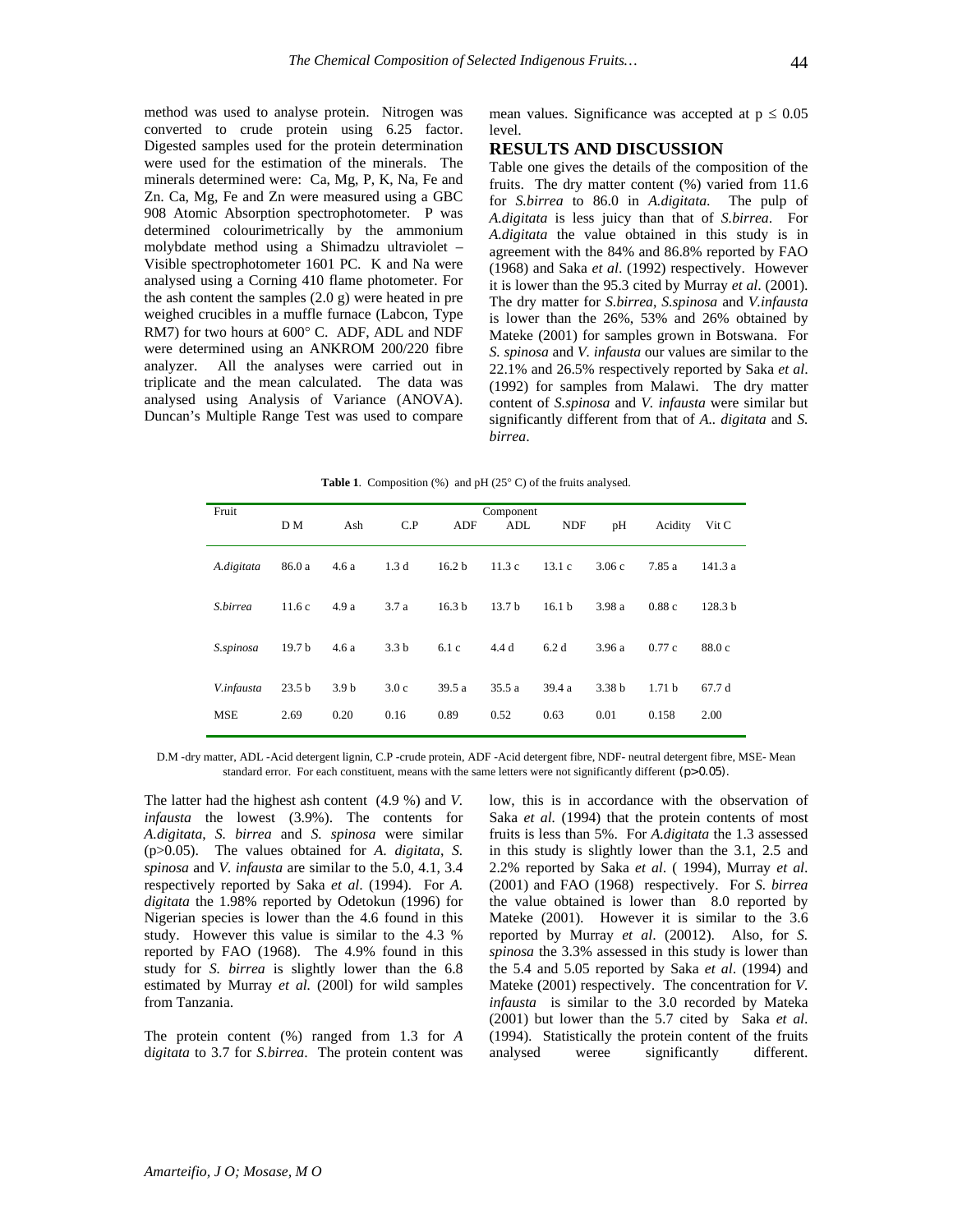method was used to analyse protein. Nitrogen was converted to crude protein using 6.25 factor. Digested samples used for the protein determination were used for the estimation of the minerals. The minerals determined were: Ca, Mg, P, K, Na, Fe and Zn. Ca, Mg, Fe and Zn were measured using a GBC 908 Atomic Absorption spectrophotometer. P was determined colourimetrically by the ammonium molybdate method using a Shimadzu ultraviolet – Visible spectrophotometer 1601 PC. K and Na were analysed using a Corning 410 flame photometer. For the ash content the samples (2.0 g) were heated in pre weighed crucibles in a muffle furnace (Labcon, Type RM7) for two hours at 600° C. ADF, ADL and NDF were determined using an ANKROM 200/220 fibre analyzer. All the analyses were carried out in triplicate and the mean calculated. The data was analysed using Analysis of Variance (ANOVA). Duncan's Multiple Range Test was used to compare mean values. Significance was accepted at $p \leq 0.05$ level.

## RESULTS AND DISCUSSION

Table one gives the details of the composition of the fruits. The dry matter content (%) varied from 11.6 for *S.birrea* to 86.0 in *A.digitata*. The pulp of *A.digitata* is less juicy than that of *S.birrea*. For *A.digitata* the value obtained in this study is in agreement with the 84% and 86.8% reported by FAO (1968) and Saka *et al*. (1992) respectively. However it is lower than the 95.3 cited by Murray *et al*. (2001). The dry matter for *S.birrea*, *S.spinosa* and *V.infausta* is lower than the 26%, 53% and 26% obtained by Mateke (2001) for samples grown in Botswana. For *S. spinosa* and *V. infausta* our values are similar to the 22.1% and 26.5% respectively reported by Saka *et al*. (1992) for samples from Malawi. The dry matter content of *S.spinosa* and *V. infausta* were similar but significantly different from that of *A.. digitata* and *S. birrea*.

**Table 1**. Composition (%) and pH (25° C) of the fruits analysed.

| Fruit | D M | Ash | C.P | ADF | ADL | NDF | pH | Acidity | Vit C |
|---|---|---|---|---|---|---|---|---|---|
| *A.digitata* | 86.0 a | 4.6 a | 1.3 d | 16.2 b | 11.3 c | 13.1 c | 3.06 c | 7.85 a | 141.3 a |
| *S.birrea* | 11.6 c | 4.9 a | 3.7 a | 16.3 b | 13.7 b | 16.1 b | 3.98 a | 0.88 c | 128.3 b |
| *S.spinosa* | 19.7 b | 4.6 a | 3.3 b | 6.1 c | 4.4 d | 6.2 d | 3.96 a | 0.77 c | 88.0 c |
| *V.infausta* | 23.5 b | 3.9 b | 3.0 c | 39.5 a | 35.5 a | 39.4 a | 3.38 b | 1.71 b | 67.7 d |
| MSE | 2.69 | 0.20 | 0.16 | 0.89 | 0.52 | 0.63 | 0.01 | 0.158 | 2.00 |

D.M -dry matter, ADL -Acid detergent lignin, C.P -crude protein, ADF -Acid detergent fibre, NDF- neutral detergent fibre, MSE- Mean standard error. For each constituent, means with the same letters were not significantly different ($p>0.05$).

The latter had the highest ash content (4.9 %) and *V. infausta* the lowest (3.9%). The contents for *A.digitata*, *S. birrea* and *S. spinosa* were similar ($p>0.05$). The values obtained for *A. digitata*, *S. spinosa* and *V. infausta* are similar to the 5.0, 4.1, 3.4 respectively reported by Saka *et al*. (1994). For *A. digitata* the 1.98% reported by Odetokun (1996) for Nigerian species is lower than the 4.6 found in this study. However this value is similar to the 4.3 % reported by FAO (1968). The 4.9% found in this study for *S. birrea* is slightly lower than the 6.8 estimated by Murray *et al.* (200l) for wild samples from Tanzania.

The protein content (%) ranged from 1.3 for *A digitata* to 3.7 for *S.birrea*. The protein content was low, this is in accordance with the observation of Saka *et al.* (1994) that the protein contents of most fruits is less than 5%. For *A.digitata* the 1.3 assessed in this study is slightly lower than the 3.1, 2.5 and 2.2% reported by Saka *et al*. ( 1994), Murray *et al*. (2001) and FAO (1968) respectively. For *S. birrea* the value obtained is lower than 8.0 reported by Mateke (2001). However it is similar to the 3.6 reported by Murray *et al*. (20012). Also, for *S. spinosa* the 3.3% assessed in this study is lower than the 5.4 and 5.05 reported by Saka *et al*. (1994) and Mateke (2001) respectively. The concentration for *V. infausta* is similar to the 3.0 recorded by Mateka (2001) but lower than the 5.7 cited by Saka *et al*. (1994). Statistically the protein content of the fruits analysed weree significantly different.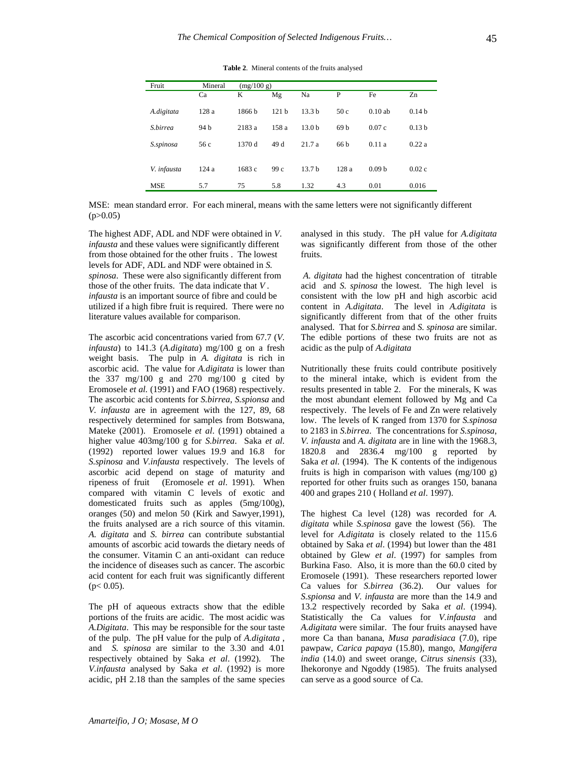**Table 2**. Mineral contents of the fruits analysed

| Fruit | Mineral (mg/100 g) | | | | | | |
|---|---|---|---|---|---|---|---|
| | Ca | K | Mg | Na | P | Fe | Zn |
| *A.digitata* | 128 a | 1866 b | 121 b | 13.3 b | 50 c | 0.10 ab | 0.14 b |
| *S.birrea* | 94 b | 2183 a | 158 a | 13.0 b | 69 b | 0.07 c | 0.13 b |
| *S.spinosa* | 56 c | 1370 d | 49 d | 21.7 a | 66 b | 0.11 a | 0.22 a |
| *V. infausta* | 124 a | 1683 c | 99 c | 13.7 b | 128 a | 0.09 b | 0.02 c |
| MSE | 5.7 | 75 | 5.8 | 1.32 | 4.3 | 0.01 | 0.016 |

MSE: mean standard error. For each mineral, means with the same letters were not significantly different ($p>0.05$)

The highest ADF, ADL and NDF were obtained in *V. infausta* and these values were significantly different from those obtained for the other fruits . The lowest levels for ADF, ADL and NDF were obtained in *S. spinosa*. These were also significantly different from those of the other fruits. The data indicate that *V . infausta* is an important source of fibre and could be utilized if a high fibre fruit is required. There were no literature values available for comparison.

The ascorbic acid concentrations varied from 67.7 (*V. infausta*) to 141.3 (*A.digitata*) mg/100 g on a fresh weight basis. The pulp in *A. digitata* is rich in ascorbic acid. The value for *A.digitata* is lower than the 337 mg/100 g and 270 mg/100 g cited by Eromosele *et al.* (1991) and FAO (1968) respectively. The ascorbic acid contents for *S.birrea*, *S.spionsa* and *V. infausta* are in agreement with the 127, 89, 68 respectively determined for samples from Botswana, Mateke (2001). Eromosele *et al*. (1991) obtained a higher value 403mg/100 g for *S.birrea*. Saka *et al*. (1992) reported lower values 19.9 and 16.8 for *S.spinosa* and *V.infausta* respectively. The levels of ascorbic acid depend on stage of maturity and ripeness of fruit (Eromosele *et al*. 1991). When compared with vitamin C levels of exotic and domesticated fruits such as apples (5mg/100g), oranges (50) and melon 50 (Kirk and Sawyer,1991), the fruits analysed are a rich source of this vitamin. *A. digitata* and *S. birrea* can contribute substantial amounts of ascorbic acid towards the dietary needs of the consumer. Vitamin C an anti-oxidant can reduce the incidence of diseases such as cancer. The ascorbic acid content for each fruit was significantly different ($p< 0.05$).

The pH of aqueous extracts show that the edible portions of the fruits are acidic. The most acidic was *A.Digitata*. This may be responsible for the sour taste of the pulp. The pH value for the pulp of *A.digitata* , and *S. spinosa* are similar to the 3.30 and 4.01 respectively obtained by Saka *et al*. (1992). The *V.infausta* analysed by Saka *et al*. (1992) is more acidic, pH 2.18 than the samples of the same species analysed in this study. The pH value for *A.digitata* was significantly different from those of the other fruits.

*A. digitata* had the highest concentration of titrable acid and *S. spinosa* the lowest. The high level is consistent with the low pH and high ascorbic acid content in *A.digitata*. The level in *A.digitata* is significantly different from that of the other fruits analysed. That for *S.birrea* and *S. spinosa* are similar. The edible portions of these two fruits are not as acidic as the pulp of *A.digitata*

Nutritionally these fruits could contribute positively to the mineral intake, which is evident from the results presented in table 2. For the minerals, K was the most abundant element followed by Mg and Ca respectively. The levels of Fe and Zn were relatively low. The levels of K ranged from 1370 for *S.spinosa* to 2183 in *S.birrea*. The concentrations for *S.spinosa*, *V. infausta* and *A. digitata* are in line with the 1968.3, 1820.8 and 2836.4 mg/100 g reported by Saka *et al.* (1994). The K contents of the indigenous fruits is high in comparison with values (mg/100 g) reported for other fruits such as oranges 150, banana 400 and grapes 210 ( Holland *et al*. 1997).

The highest Ca level (128) was recorded for *A. digitata* while *S.spinosa* gave the lowest (56). The level for *A.digitata* is closely related to the 115.6 obtained by Saka *et al*. (1994) but lower than the 481 obtained by Glew *et al*. (1997) for samples from Burkina Faso. Also, it is more than the 60.0 cited by Eromosele (1991). These researchers reported lower Ca values for *S.birrea* (36.2). Our values for *S.spionsa* and *V. infausta* are more than the 14.9 and 13.2 respectively recorded by Saka *et al*. (1994). Statistically the Ca values for *V.infausta* and *A.digitata* were similar. The four fruits anaysed have more Ca than banana, *Musa paradisiaca* (7.0), ripe pawpaw, *Carica papaya* (15.80), mango, *Mangifera india* (14.0) and sweet orange, *Citrus sinensis* (33), Ihekoronye and Ngoddy (1985). The fruits analysed can serve as a good source of Ca.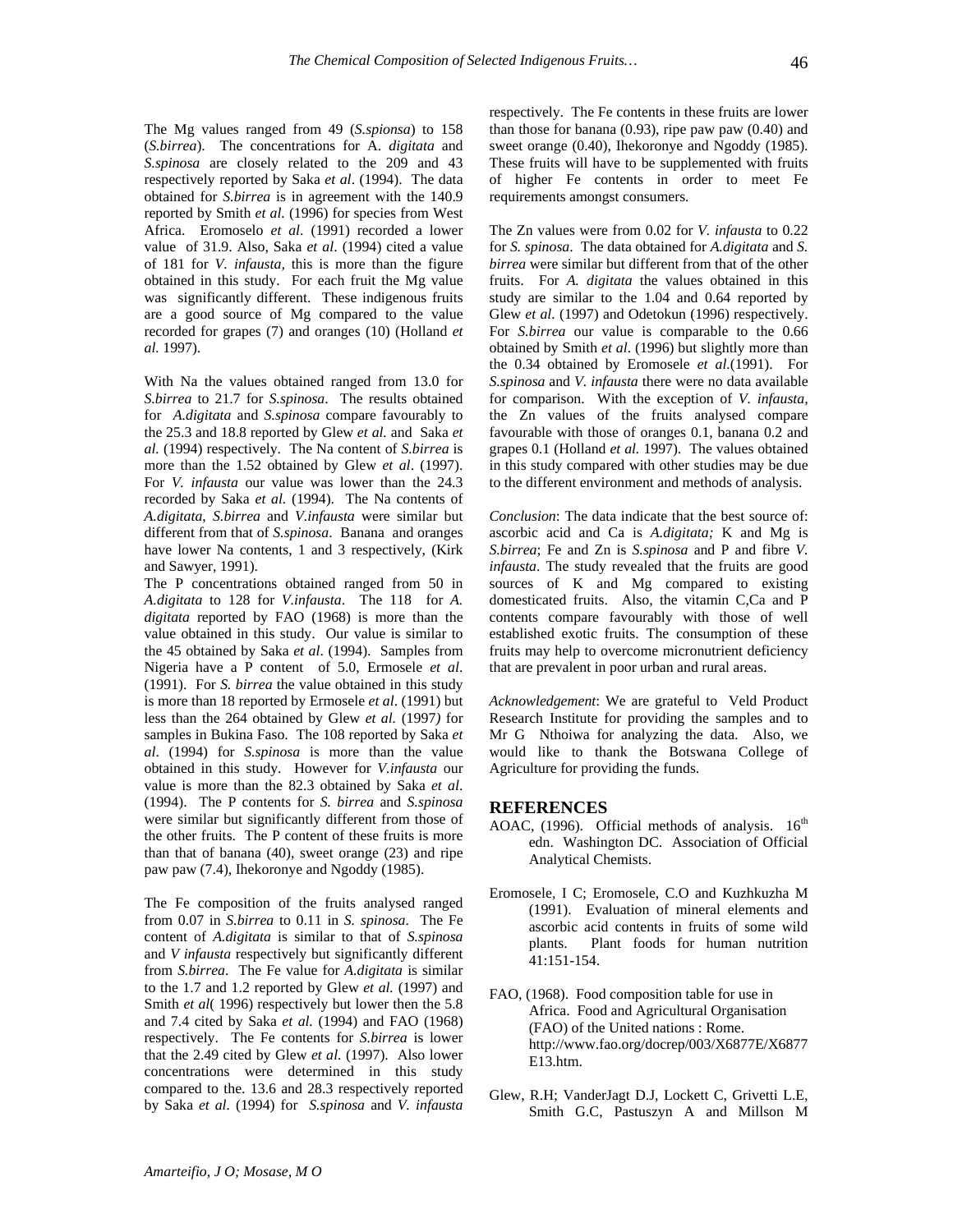The Mg values ranged from 49 (*S.spionsa*) to 158 (*S.birrea*). The concentrations for A. *digitata* and *S.spinosa* are closely related to the 209 and 43 respectively reported by Saka *et al*. (1994). The data obtained for *S.birrea* is in agreement with the 140.9 reported by Smith *et al.* (1996) for species from West Africa. Eromoselo *et al*. (1991) recorded a lower value of 31.9. Also, Saka *et al*. (1994) cited a value of 181 for *V. infausta,* this is more than the figure obtained in this study. For each fruit the Mg value was significantly different. These indigenous fruits are a good source of Mg compared to the value recorded for grapes (7) and oranges (10) (Holland *et al.* 1997).

With Na the values obtained ranged from 13.0 for *S.birrea* to 21.7 for *S.spinosa*. The results obtained for *A.digitata* and *S.spinosa* compare favourably to the 25.3 and 18.8 reported by Glew *et al.* and Saka *et al.* (1994) respectively. The Na content of *S.birrea* is more than the 1.52 obtained by Glew *et al*. (1997). For *V. infausta* our value was lower than the 24.3 recorded by Saka *et al.* (1994). The Na contents of *A.digitata, S.birrea* and *V.infausta* were similar but different from that of *S.spinosa*. Banana and oranges have lower Na contents, 1 and 3 respectively, (Kirk and Sawyer, 1991).

The P concentrations obtained ranged from 50 in *A.digitata* to 128 for *V.infausta*. The 118 for *A. digitata* reported by FAO (1968) is more than the value obtained in this study. Our value is similar to the 45 obtained by Saka *et al*. (1994). Samples from Nigeria have a P content of 5.0, Ermosele *et al*. (1991). For *S. birrea* the value obtained in this study is more than 18 reported by Ermosele *et al*. (1991) but less than the 264 obtained by Glew *et al.* (1997) for samples in Bukina Faso. The 108 reported by Saka *et al*. (1994) for *S.spinosa* is more than the value obtained in this study. However for *V.infausta* our value is more than the 82.3 obtained by Saka *et al*. (1994). The P contents for *S. birrea* and *S.spinosa* were similar but significantly different from those of the other fruits. The P content of these fruits is more than that of banana (40), sweet orange (23) and ripe paw paw (7.4), Ihekoronye and Ngoddy (1985).

The Fe composition of the fruits analysed ranged from 0.07 in *S.birrea* to 0.11 in *S. spinosa*. The Fe content of *A.digitata* is similar to that of *S.spinosa* and *V infausta* respectively but significantly different from *S.birrea*. The Fe value for *A.digitata* is similar to the 1.7 and 1.2 reported by Glew *et al.* (1997) and Smith *et al*( 1996) respectively but lower then the 5.8 and 7.4 cited by Saka *et al.* (1994) and FAO (1968) respectively. The Fe contents for *S.birrea* is lower that the 2.49 cited by Glew *et al.* (1997). Also lower concentrations were determined in this study compared to the. 13.6 and 28.3 respectively reported by Saka *et al*. (1994) for *S.spinosa* and *V. infausta* respectively. The Fe contents in these fruits are lower than those for banana (0.93), ripe paw paw (0.40) and sweet orange (0.40), Ihekoronye and Ngoddy (1985). These fruits will have to be supplemented with fruits of higher Fe contents in order to meet Fe requirements amongst consumers.

The Zn values were from 0.02 for *V. infausta* to 0.22 for *S. spinosa*. The data obtained for *A.digitata* and *S. birrea* were similar but different from that of the other fruits. For *A. digitata* the values obtained in this study are similar to the 1.04 and 0.64 reported by Glew *et al.* (1997) and Odetokun (1996) respectively. For *S.birrea* our value is comparable to the 0.66 obtained by Smith *et al*. (1996) but slightly more than the 0.34 obtained by Eromosele *et al.*(1991). For *S.spinosa* and *V. infausta* there were no data available for comparison. With the exception of *V. infausta,* the Zn values of the fruits analysed compare favourable with those of oranges 0.1, banana 0.2 and grapes 0.1 (Holland *et al.* 1997). The values obtained in this study compared with other studies may be due to the different environment and methods of analysis.

*Conclusion*: The data indicate that the best source of: ascorbic acid and Ca is *A.digitata;* K and Mg is *S.birrea*; Fe and Zn is *S.spinosa* and P and fibre *V. infausta*. The study revealed that the fruits are good sources of K and Mg compared to existing domesticated fruits. Also, the vitamin C,Ca and P contents compare favourably with those of well established exotic fruits. The consumption of these fruits may help to overcome micronutrient deficiency that are prevalent in poor urban and rural areas.

*Acknowledgement*: We are grateful to Veld Product Research Institute for providing the samples and to Mr G Nthoiwa for analyzing the data. Also, we would like to thank the Botswana College of Agriculture for providing the funds.

## REFERENCES

AOAC, (1996). Official methods of analysis. 16th edn. Washington DC. Association of Official Analytical Chemists.

Eromosele, I C; Eromosele, C.O and Kuzhkuzha M (1991). Evaluation of mineral elements and ascorbic acid contents in fruits of some wild plants. Plant foods for human nutrition 41:151-154.

FAO, (1968). Food composition table for use in Africa. Food and Agricultural Organisation (FAO) of the United nations : Rome. http://www.fao.org/docrep/003/X6877E/X6877E13.htm.

Glew, R.H; VanderJagt D.J, Lockett C, Grivetti L.E, Smith G.C, Pastuszyn A and Millson M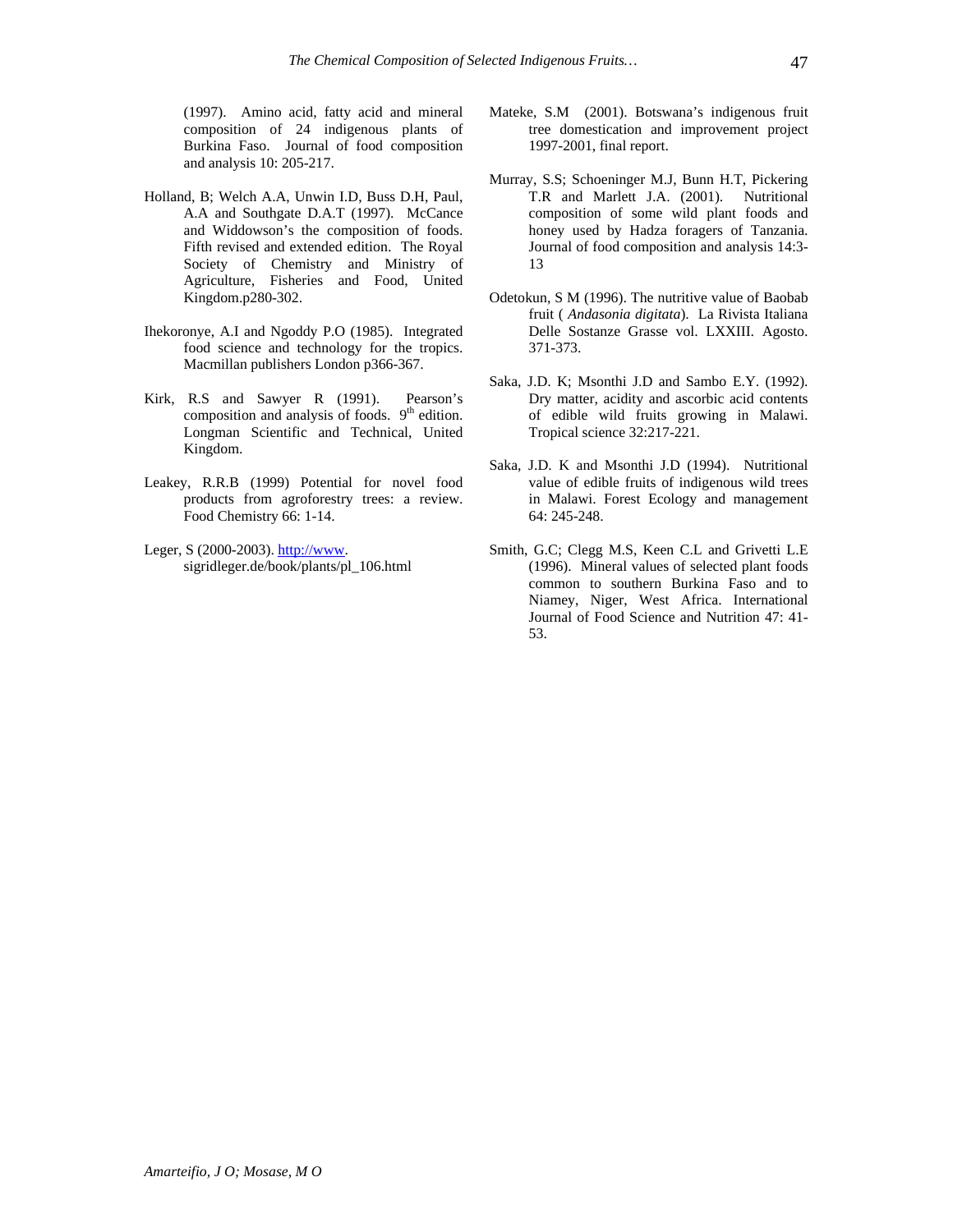(1997). Amino acid, fatty acid and mineral composition of 24 indigenous plants of Burkina Faso. Journal of food composition and analysis 10: 205-217.

Holland, B; Welch A.A, Unwin I.D, Buss D.H, Paul, A.A and Southgate D.A.T (1997). McCance and Widdowson's the composition of foods. Fifth revised and extended edition. The Royal Society of Chemistry and Ministry of Agriculture, Fisheries and Food, United Kingdom.p280-302.

Ihekoronye, A.I and Ngoddy P.O (1985). Integrated food science and technology for the tropics. Macmillan publishers London p366-367.

Kirk, R.S and Sawyer R (1991). Pearson's composition and analysis of foods. 9th edition. Longman Scientific and Technical, United Kingdom.

Leakey, R.R.B (1999) Potential for novel food products from agroforestry trees: a review. Food Chemistry 66: 1-14.

Leger, S (2000-2003). http://www. sigridleger.de/book/plants/pl_106.html

Mateke, S.M (2001). Botswana's indigenous fruit tree domestication and improvement project 1997-2001, final report.

Murray, S.S; Schoeninger M.J, Bunn H.T, Pickering T.R and Marlett J.A. (2001). Nutritional composition of some wild plant foods and honey used by Hadza foragers of Tanzania. Journal of food composition and analysis 14:3-13

Odetokun, S M (1996). The nutritive value of Baobab fruit ( *Andasonia digitata*). La Rivista Italiana Delle Sostanze Grasse vol. LXXIII. Agosto. 371-373.

Saka, J.D. K; Msonthi J.D and Sambo E.Y. (1992). Dry matter, acidity and ascorbic acid contents of edible wild fruits growing in Malawi. Tropical science 32:217-221.

Saka, J.D. K and Msonthi J.D (1994). Nutritional value of edible fruits of indigenous wild trees in Malawi. Forest Ecology and management 64: 245-248.

Smith, G.C; Clegg M.S, Keen C.L and Grivetti L.E (1996). Mineral values of selected plant foods common to southern Burkina Faso and to Niamey, Niger, West Africa. International Journal of Food Science and Nutrition 47: 41-53.